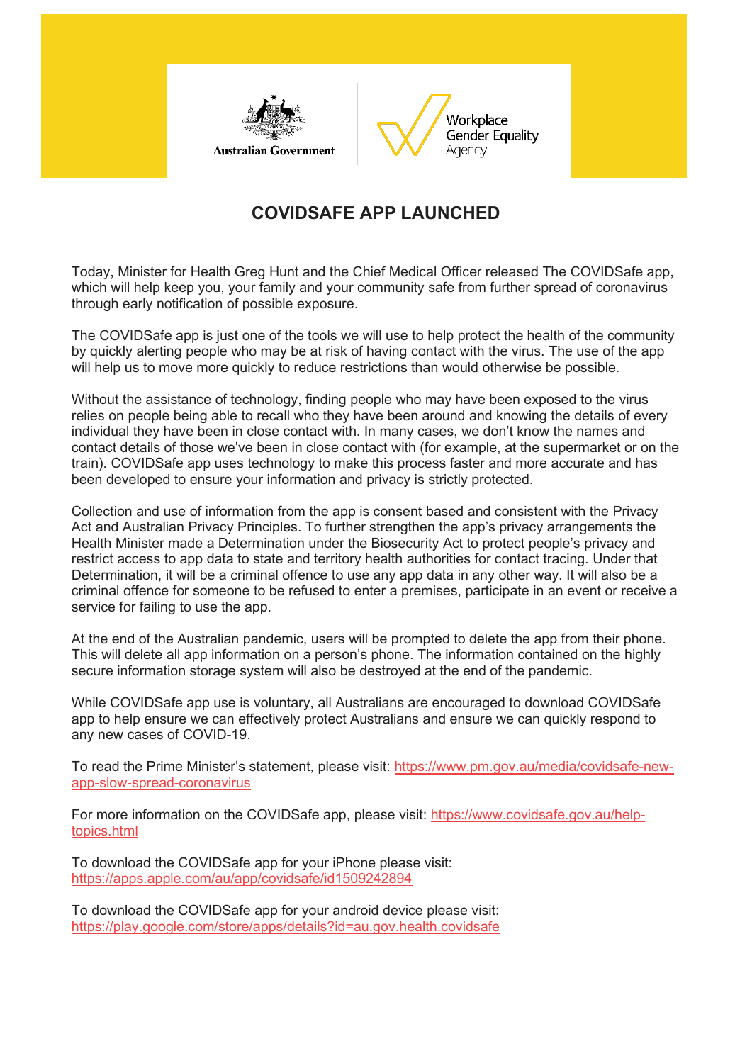Australian Government

Workplace Gender Equality Agency

# COVIDSAFE APP LAUNCHED

Today, Minister for Health Greg Hunt and the Chief Medical Officer released The COVIDSafe app, which will help keep you, your family and your community safe from further spread of coronavirus through early notification of possible exposure.

The COVIDSafe app is just one of the tools we will use to help protect the health of the community by quickly alerting people who may be at risk of having contact with the virus. The use of the app will help us to move more quickly to reduce restrictions than would otherwise be possible.

Without the assistance of technology, finding people who may have been exposed to the virus relies on people being able to recall who they have been around and knowing the details of every individual they have been in close contact with. In many cases, we don't know the names and contact details of those we've been in close contact with (for example, at the supermarket or on the train). COVIDSafe app uses technology to make this process faster and more accurate and has been developed to ensure your information and privacy is strictly protected.

Collection and use of information from the app is consent based and consistent with the Privacy Act and Australian Privacy Principles. To further strengthen the app's privacy arrangements the Health Minister made a Determination under the Biosecurity Act to protect people's privacy and restrict access to app data to state and territory health authorities for contact tracing. Under that Determination, it will be a criminal offence to use any app data in any other way. It will also be a criminal offence for someone to be refused to enter a premises, participate in an event or receive a service for failing to use the app.

At the end of the Australian pandemic, users will be prompted to delete the app from their phone. This will delete all app information on a person's phone. The information contained on the highly secure information storage system will also be destroyed at the end of the pandemic.

While COVIDSafe app use is voluntary, all Australians are encouraged to download COVIDSafe app to help ensure we can effectively protect Australians and ensure we can quickly respond to any new cases of COVID-19.

To read the Prime Minister's statement, please visit: [https://www.pm.gov.au/media/covidsafe-new-app-slow-spread-coronavirus](https://www.pm.gov.au/media/covidsafe-new-app-slow-spread-coronavirus)

For more information on the COVIDSafe app, please visit: [https://www.covidsafe.gov.au/help-topics.html](https://www.covidsafe.gov.au/help-topics.html)

To download the COVIDSafe app for your iPhone please visit: [https://apps.apple.com/au/app/covidsafe/id1509242894](https://apps.apple.com/au/app/covidsafe/id1509242894)

To download the COVIDSafe app for your android device please visit: [https://play.google.com/store/apps/details?id=au.gov.health.covidsafe](https://play.google.com/store/apps/details?id=au.gov.health.covidsafe)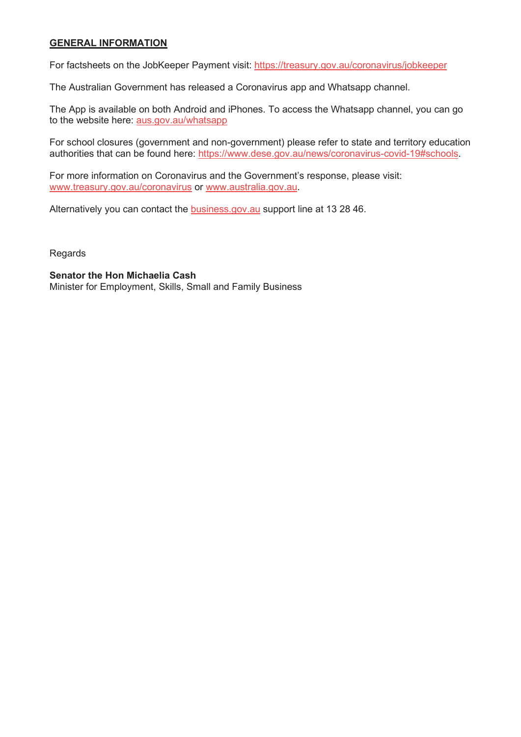**GENERAL INFORMATION**

For factsheets on the JobKeeper Payment visit: https://treasury.gov.au/coronavirus/jobkeeper

The Australian Government has released a Coronavirus app and Whatsapp channel.

The App is available on both Android and iPhones. To access the Whatsapp channel, you can go to the website here: aus.gov.au/whatsapp

For school closures (government and non-government) please refer to state and territory education authorities that can be found here: https://www.dese.gov.au/news/coronavirus-covid-19#schools.

For more information on Coronavirus and the Government's response, please visit: www.treasury.gov.au/coronavirus or www.australia.gov.au.

Alternatively you can contact the business.gov.au support line at 13 28 46.

Regards

**Senator the Hon Michaelia Cash**
Minister for Employment, Skills, Small and Family Business